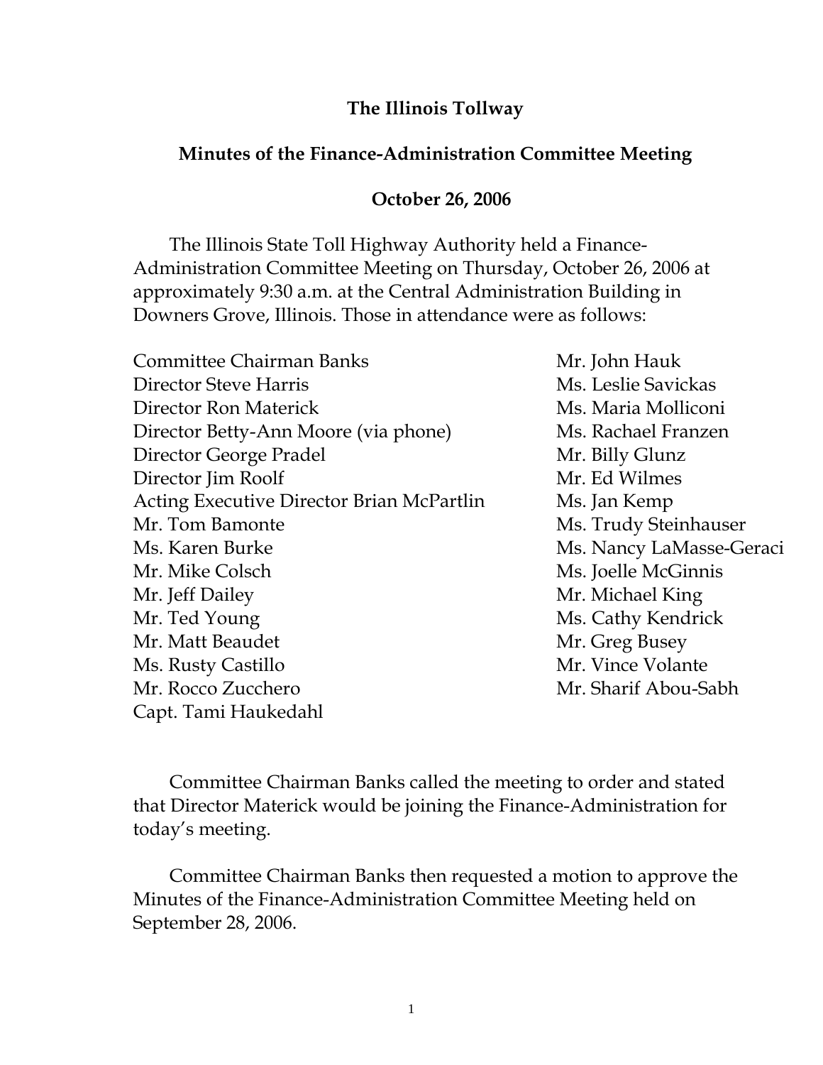# The Illinois Tollway

## Minutes of the Finance-Administration Committee Meeting

### October 26, 2006

The Illinois State Toll Highway Authority held a Finance-Administration Committee Meeting on Thursday, October 26, 2006 at approximately 9:30 a.m. at the Central Administration Building in Downers Grove, Illinois. Those in attendance were as follows:

Committee Chairman Banks
Director Steve Harris
Director Ron Materick
Director Betty-Ann Moore (via phone)
Director George Pradel
Director Jim Roolf
Acting Executive Director Brian McPartlin
Mr. Tom Bamonte
Ms. Karen Burke
Mr. Mike Colsch
Mr. Jeff Dailey
Mr. Ted Young
Mr. Matt Beaudet
Ms. Rusty Castillo
Mr. Rocco Zucchero
Capt. Tami Haukedahl
Mr. John Hauk
Ms. Leslie Savickas
Ms. Maria Molliconi
Ms. Rachael Franzen
Mr. Billy Glunz
Mr. Ed Wilmes
Ms. Jan Kemp
Ms. Trudy Steinhauser
Ms. Nancy LaMasse-Geraci
Ms. Joelle McGinnis
Mr. Michael King
Ms. Cathy Kendrick
Mr. Greg Busey
Mr. Vince Volante
Mr. Sharif Abou-Sabh

Committee Chairman Banks called the meeting to order and stated that Director Materick would be joining the Finance-Administration for today's meeting.

Committee Chairman Banks then requested a motion to approve the Minutes of the Finance-Administration Committee Meeting held on September 28, 2006.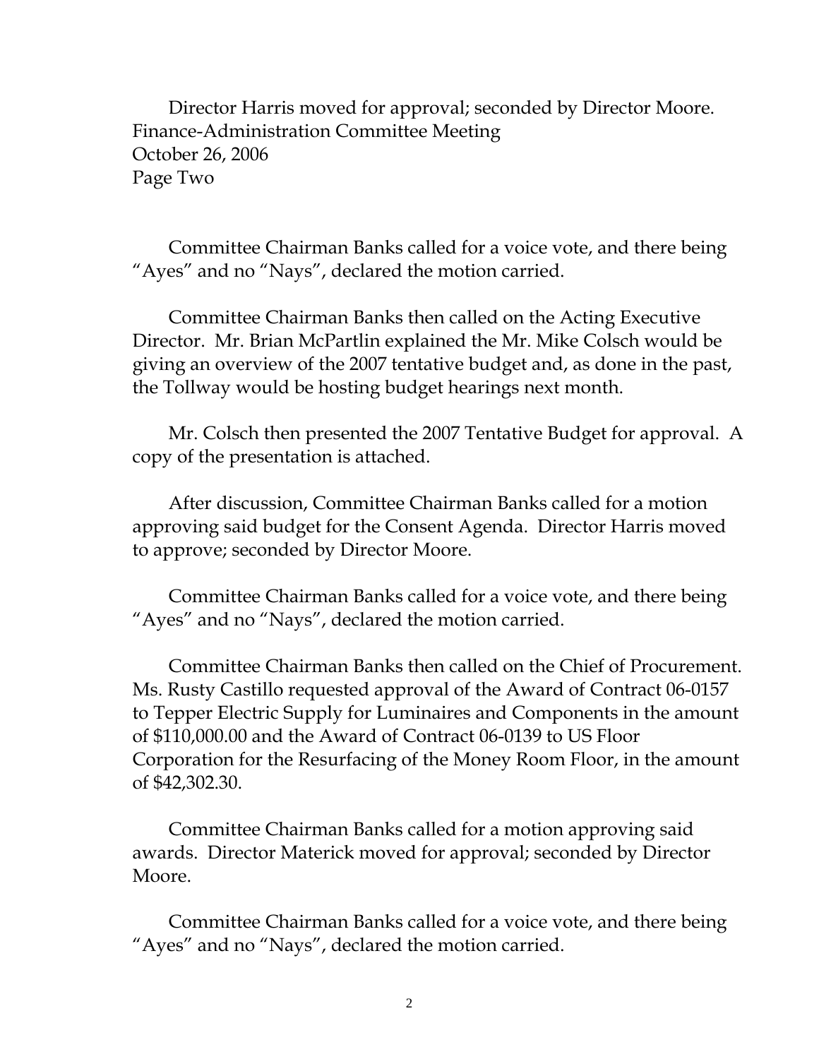Director Harris moved for approval; seconded by Director Moore.

Committee Chairman Banks called for a voice vote, and there being "Ayes" and no "Nays", declared the motion carried.

Committee Chairman Banks then called on the Acting Executive Director. Mr. Brian McPartlin explained the Mr. Mike Colsch would be giving an overview of the 2007 tentative budget and, as done in the past, the Tollway would be hosting budget hearings next month.

Mr. Colsch then presented the 2007 Tentative Budget for approval. A copy of the presentation is attached.

After discussion, Committee Chairman Banks called for a motion approving said budget for the Consent Agenda. Director Harris moved to approve; seconded by Director Moore.

Committee Chairman Banks called for a voice vote, and there being "Ayes" and no "Nays", declared the motion carried.

Committee Chairman Banks then called on the Chief of Procurement. Ms. Rusty Castillo requested approval of the Award of Contract 06-0157 to Tepper Electric Supply for Luminaires and Components in the amount of $110,000.00 and the Award of Contract 06-0139 to US Floor Corporation for the Resurfacing of the Money Room Floor, in the amount of $42,302.30.

Committee Chairman Banks called for a motion approving said awards. Director Materick moved for approval; seconded by Director Moore.

Committee Chairman Banks called for a voice vote, and there being "Ayes" and no "Nays", declared the motion carried.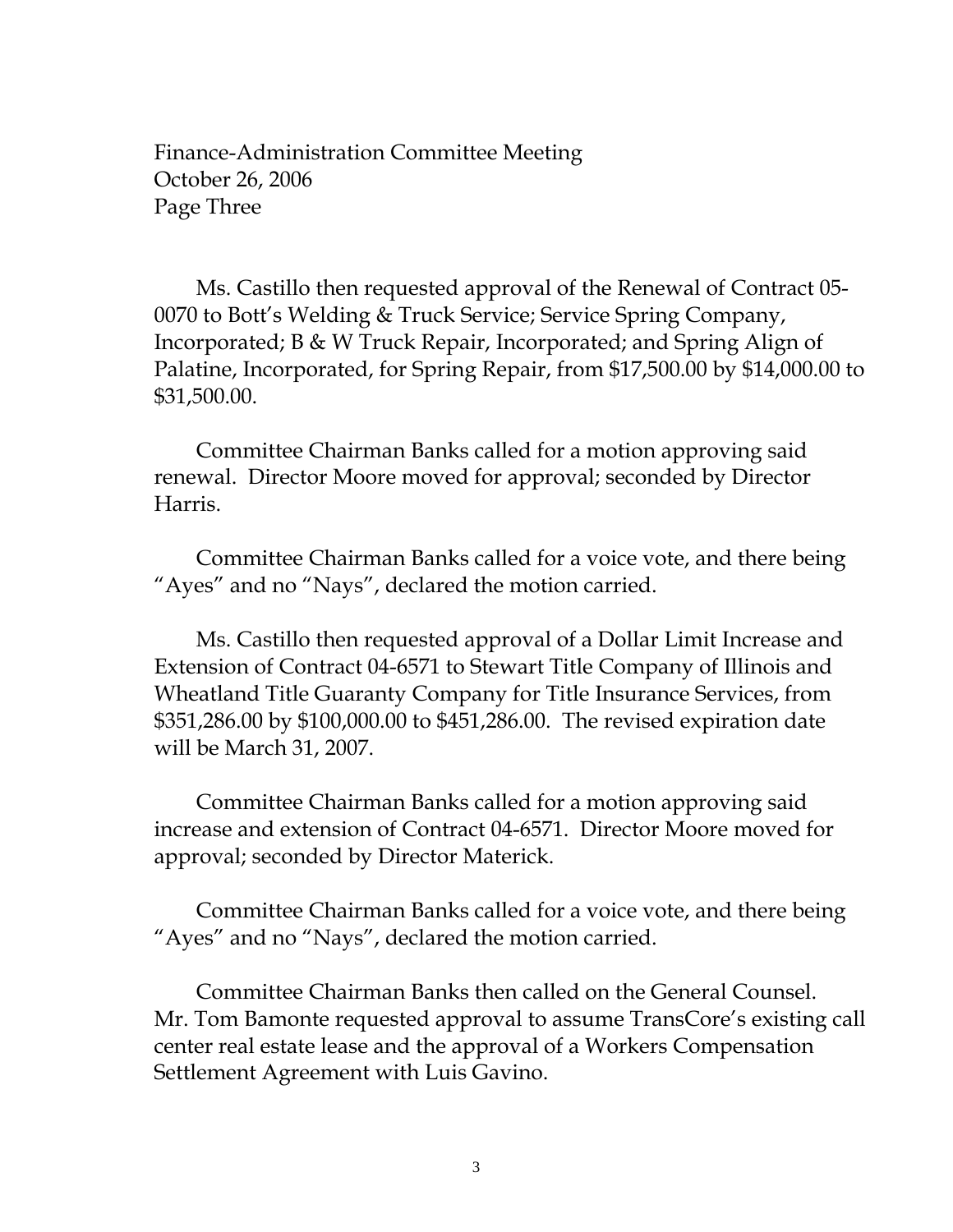Finance-Administration Committee Meeting
October 26, 2006
Page Three

Ms. Castillo then requested approval of the Renewal of Contract 05-0070 to Bott's Welding & Truck Service; Service Spring Company, Incorporated; B & W Truck Repair, Incorporated; and Spring Align of Palatine, Incorporated, for Spring Repair, from $17,500.00 by $14,000.00 to $31,500.00.

Committee Chairman Banks called for a motion approving said renewal. Director Moore moved for approval; seconded by Director Harris.

Committee Chairman Banks called for a voice vote, and there being "Ayes" and no "Nays", declared the motion carried.

Ms. Castillo then requested approval of a Dollar Limit Increase and Extension of Contract 04-6571 to Stewart Title Company of Illinois and Wheatland Title Guaranty Company for Title Insurance Services, from $351,286.00 by $100,000.00 to $451,286.00. The revised expiration date will be March 31, 2007.

Committee Chairman Banks called for a motion approving said increase and extension of Contract 04-6571. Director Moore moved for approval; seconded by Director Materick.

Committee Chairman Banks called for a voice vote, and there being "Ayes" and no "Nays", declared the motion carried.

Committee Chairman Banks then called on the General Counsel. Mr. Tom Bamonte requested approval to assume TransCore's existing call center real estate lease and the approval of a Workers Compensation Settlement Agreement with Luis Gavino.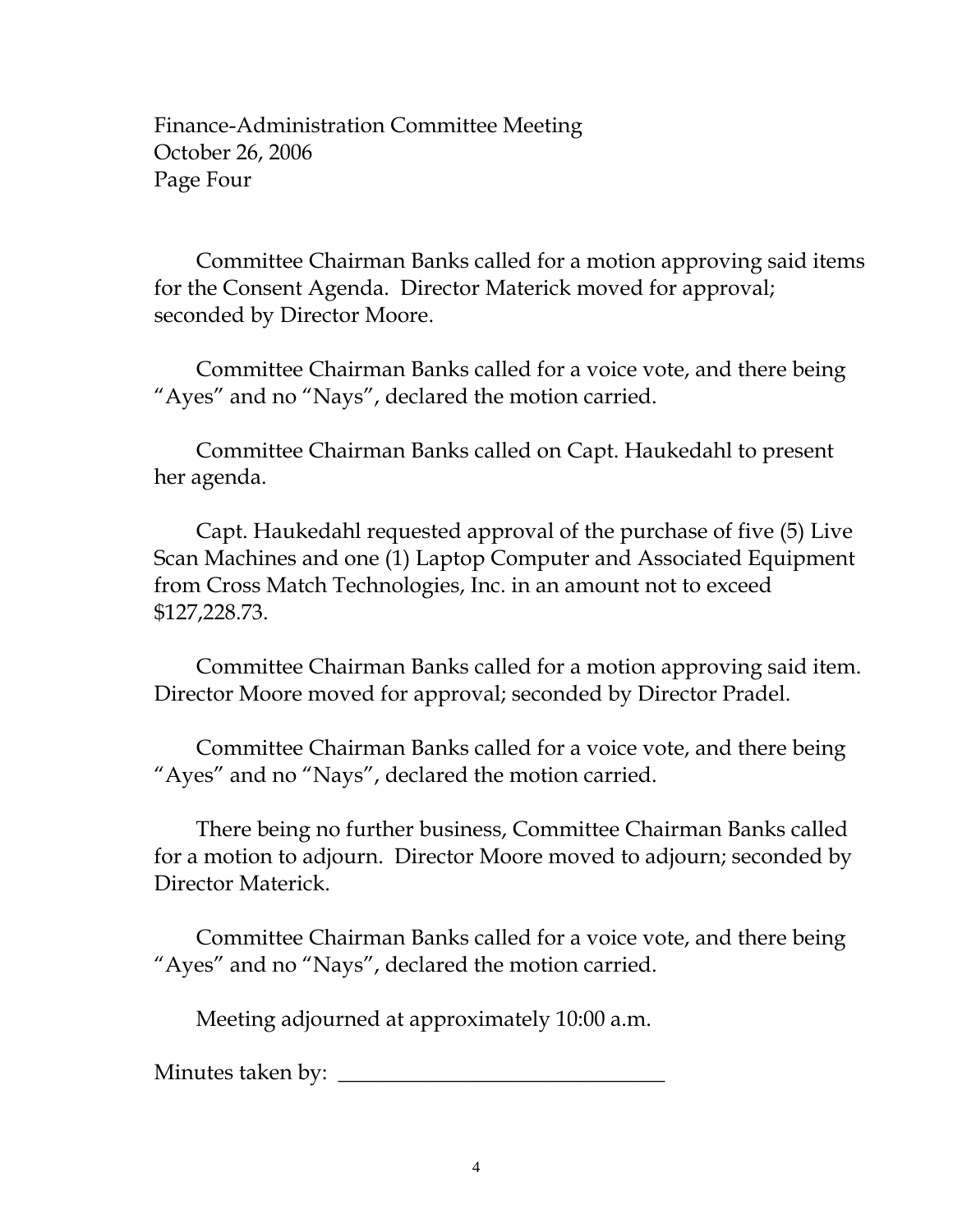Committee Chairman Banks called for a motion approving said items for the Consent Agenda. Director Materick moved for approval; seconded by Director Moore.

Committee Chairman Banks called for a voice vote, and there being "Ayes" and no "Nays", declared the motion carried.

Committee Chairman Banks called on Capt. Haukedahl to present her agenda.

Capt. Haukedahl requested approval of the purchase of five (5) Live Scan Machines and one (1) Laptop Computer and Associated Equipment from Cross Match Technologies, Inc. in an amount not to exceed $127,228.73.

Committee Chairman Banks called for a motion approving said item. Director Moore moved for approval; seconded by Director Pradel.

Committee Chairman Banks called for a voice vote, and there being "Ayes" and no "Nays", declared the motion carried.

There being no further business, Committee Chairman Banks called for a motion to adjourn. Director Moore moved to adjourn; seconded by Director Materick.

Committee Chairman Banks called for a voice vote, and there being "Ayes" and no "Nays", declared the motion carried.

Meeting adjourned at approximately 10:00 a.m.

Minutes taken by: ______________________________